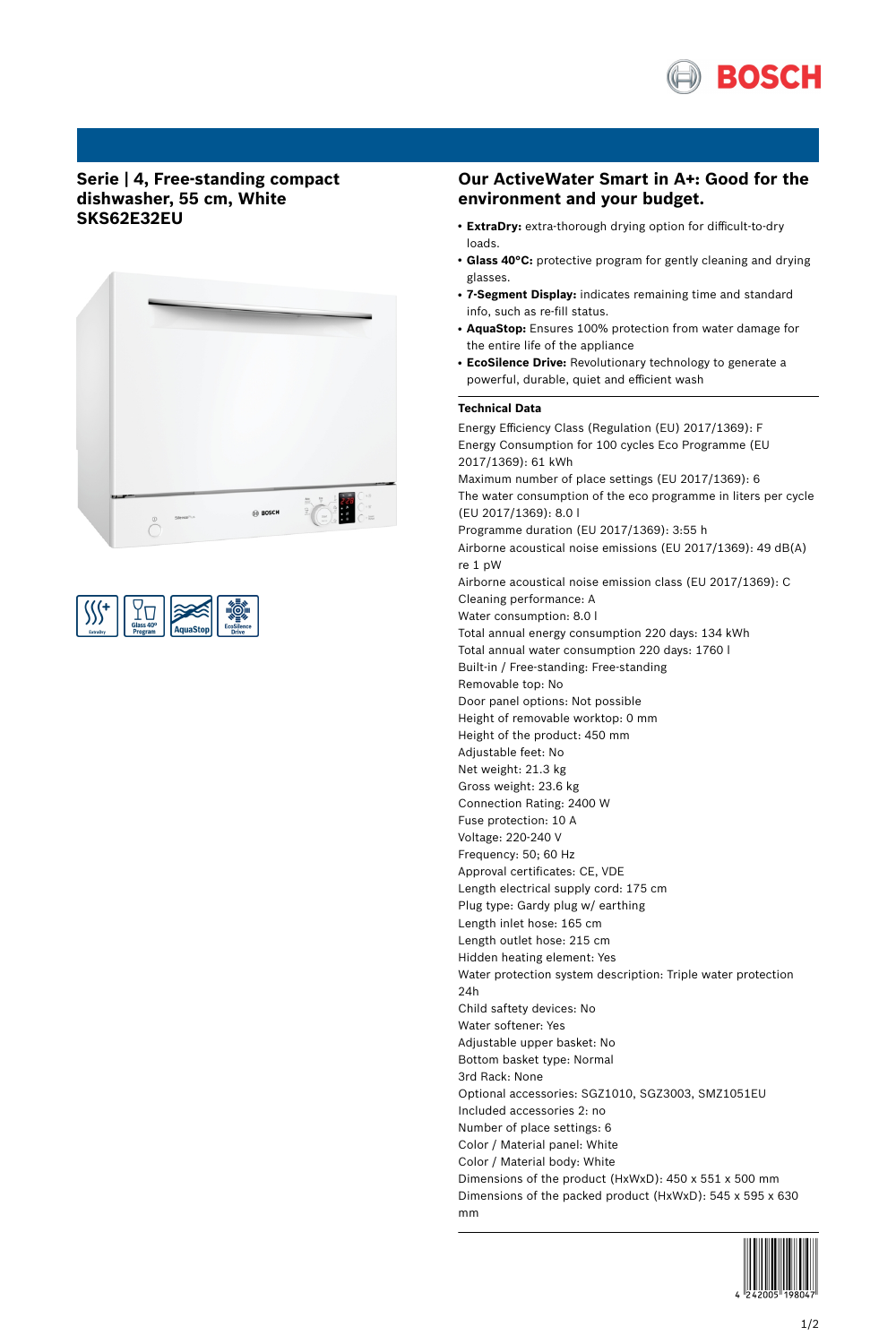BOSCH

## Serie | 4, Free-standing compact dishwasher, 55 cm, White SKS62E32EU

## Our ActiveWater Smart in A+: Good for the environment and your budget.

- **ExtraDry:** extra-thorough drying option for difficult-to-dry loads.
- **Glass 40°C:** protective program for gently cleaning and drying glasses.
- **7-Segment Display:** indicates remaining time and standard info, such as re-fill status.
- **AquaStop:** Ensures 100% protection from water damage for the entire life of the appliance
- **EcoSilence Drive:** Revolutionary technology to generate a powerful, durable, quiet and efficient wash

### Technical Data

Energy Efficiency Class (Regulation (EU) 2017/1369): F
Energy Consumption for 100 cycles Eco Programme (EU 2017/1369): 61 kWh
Maximum number of place settings (EU 2017/1369): 6
The water consumption of the eco programme in liters per cycle (EU 2017/1369): 8.0 l
Programme duration (EU 2017/1369): 3:55 h
Airborne acoustical noise emissions (EU 2017/1369): 49 dB(A) re 1 pW
Airborne acoustical noise emission class (EU 2017/1369): C
Cleaning performance: A
Water consumption: 8.0 l
Total annual energy consumption 220 days: 134 kWh
Total annual water consumption 220 days: 1760 l
Built-in / Free-standing: Free-standing
Removable top: No
Door panel options: Not possible
Height of removable worktop: 0 mm
Height of the product: 450 mm
Adjustable feet: No
Net weight: 21.3 kg
Gross weight: 23.6 kg
Connection Rating: 2400 W
Fuse protection: 10 A
Voltage: 220-240 V
Frequency: 50; 60 Hz
Approval certificates: CE, VDE
Length electrical supply cord: 175 cm
Plug type: Gardy plug w/ earthing
Length inlet hose: 165 cm
Length outlet hose: 215 cm
Hidden heating element: Yes
Water protection system description: Triple water protection 24h
Child saftety devices: No
Water softener: Yes
Adjustable upper basket: No
Bottom basket type: Normal
3rd Rack: None
Optional accessories: SGZ1010, SGZ3003, SMZ1051EU
Included accessories 2: no
Number of place settings: 6
Color / Material panel: White
Color / Material body: White
Dimensions of the product (HxWxD): 450 x 551 x 500 mm
Dimensions of the packed product (HxWxD): 545 x 595 x 630 mm

4 242005 198047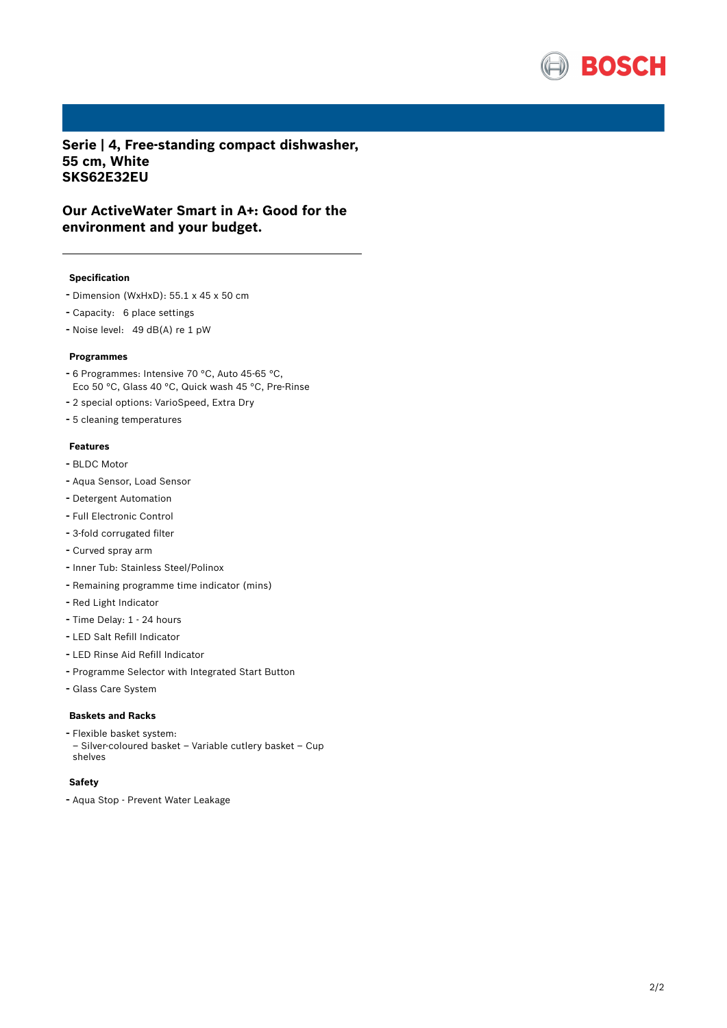**Serie | 4, Free-standing compact dishwasher, 55 cm, White**
**SKS62E32EU**

## Our ActiveWater Smart in A+: Good for the environment and your budget.

### Specification

- Dimension (WxHxD): 55.1 x 45 x 50 cm
- Capacity: 6 place settings
- Noise level: 49 dB(A) re 1 pW

### Programmes

- 6 Programmes: Intensive 70 °C, Auto 45-65 °C, Eco 50 °C, Glass 40 °C, Quick wash 45 °C, Pre-Rinse
- 2 special options: VarioSpeed, Extra Dry
- 5 cleaning temperatures

### Features

- BLDC Motor
- Aqua Sensor, Load Sensor
- Detergent Automation
- Full Electronic Control
- 3-fold corrugated filter
- Curved spray arm
- Inner Tub: Stainless Steel/Polinox
- Remaining programme time indicator (mins)
- Red Light Indicator
- Time Delay: 1 - 24 hours
- LED Salt Refill Indicator
- LED Rinse Aid Refill Indicator
- Programme Selector with Integrated Start Button
- Glass Care System

### Baskets and Racks

- Flexible basket system:
  – Silver-coloured basket – Variable cutlery basket – Cup shelves

### Safety

- Aqua Stop - Prevent Water Leakage